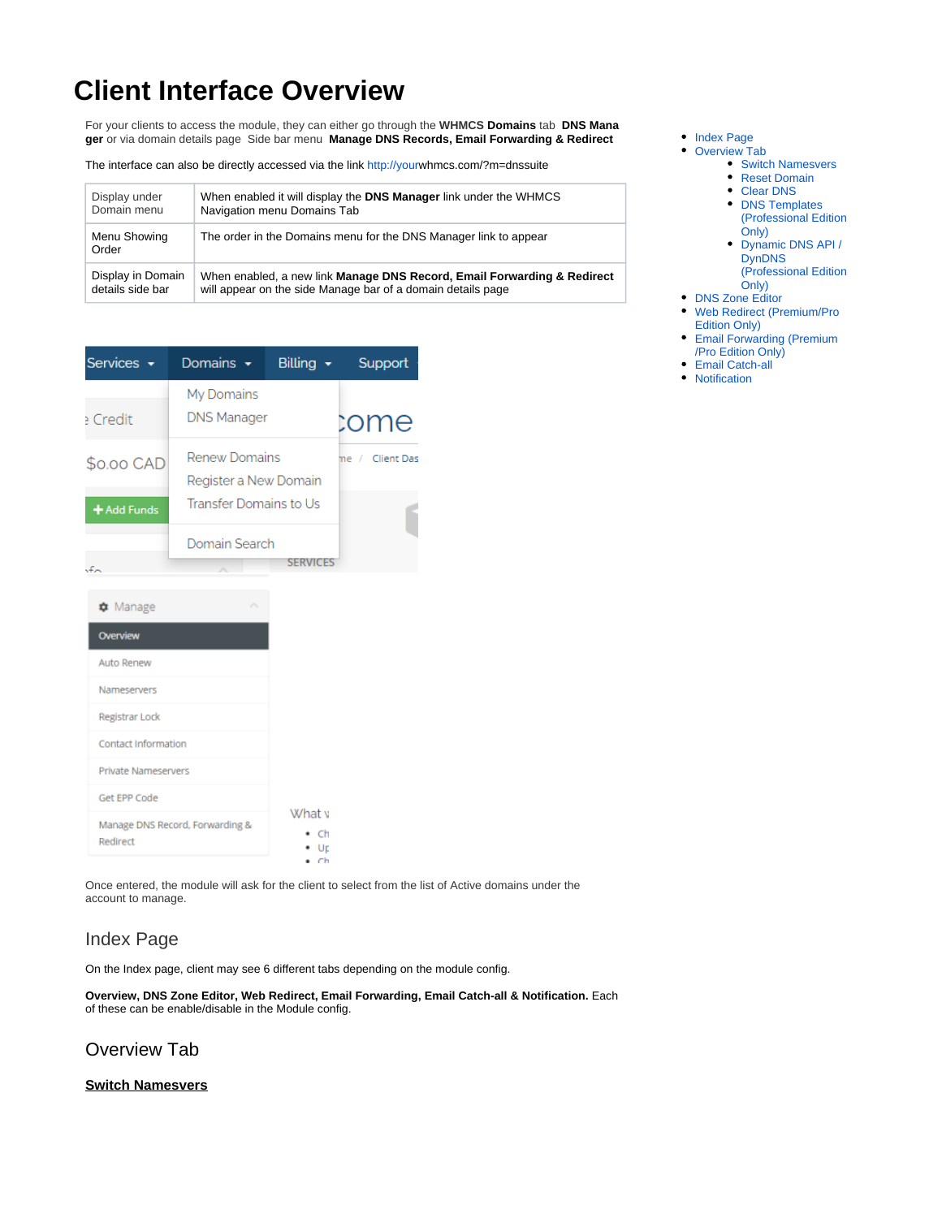# Client Interface Overview

- Index Page
- Overview Tab
  - Switch Namesvers
  - Reset Domain
  - Clear DNS
  - DNS Templates (Professional Edition Only)
  - Dynamic DNS API / DynDNS (Professional Edition Only)
- DNS Zone Editor
- Web Redirect (Premium/Pro Edition Only)
- Email Forwarding (Premium /Pro Edition Only)
- Email Catch-all
- Notification

For your clients to access the module, they can either go through the **WHMCS Domains** tab **DNS Manager** or via domain details page Side bar menu **Manage DNS Records, Email Forwarding & Redirect**

The interface can also be directly accessed via the link http://yourwhmcs.com/?m=dnssuite

| | |
|---|---|
| Display under Domain menu | When enabled it will display the **DNS Manager** link under the WHMCS Navigation menu Domains Tab |
| Menu Showing Order | The order in the Domains menu for the DNS Manager link to appear |
| Display in Domain details side bar | When enabled, a new link **Manage DNS Record, Email Forwarding & Redirect** will appear on the side Manage bar of a domain details page |

Once entered, the module will ask for the client to select from the list of Active domains under the account to manage.

## Index Page

On the Index page, client may see 6 different tabs depending on the module config.

**Overview, DNS Zone Editor, Web Redirect, Email Forwarding, Email Catch-all & Notification.** Each of these can be enable/disable in the Module config.

## Overview Tab

**Switch Namesvers**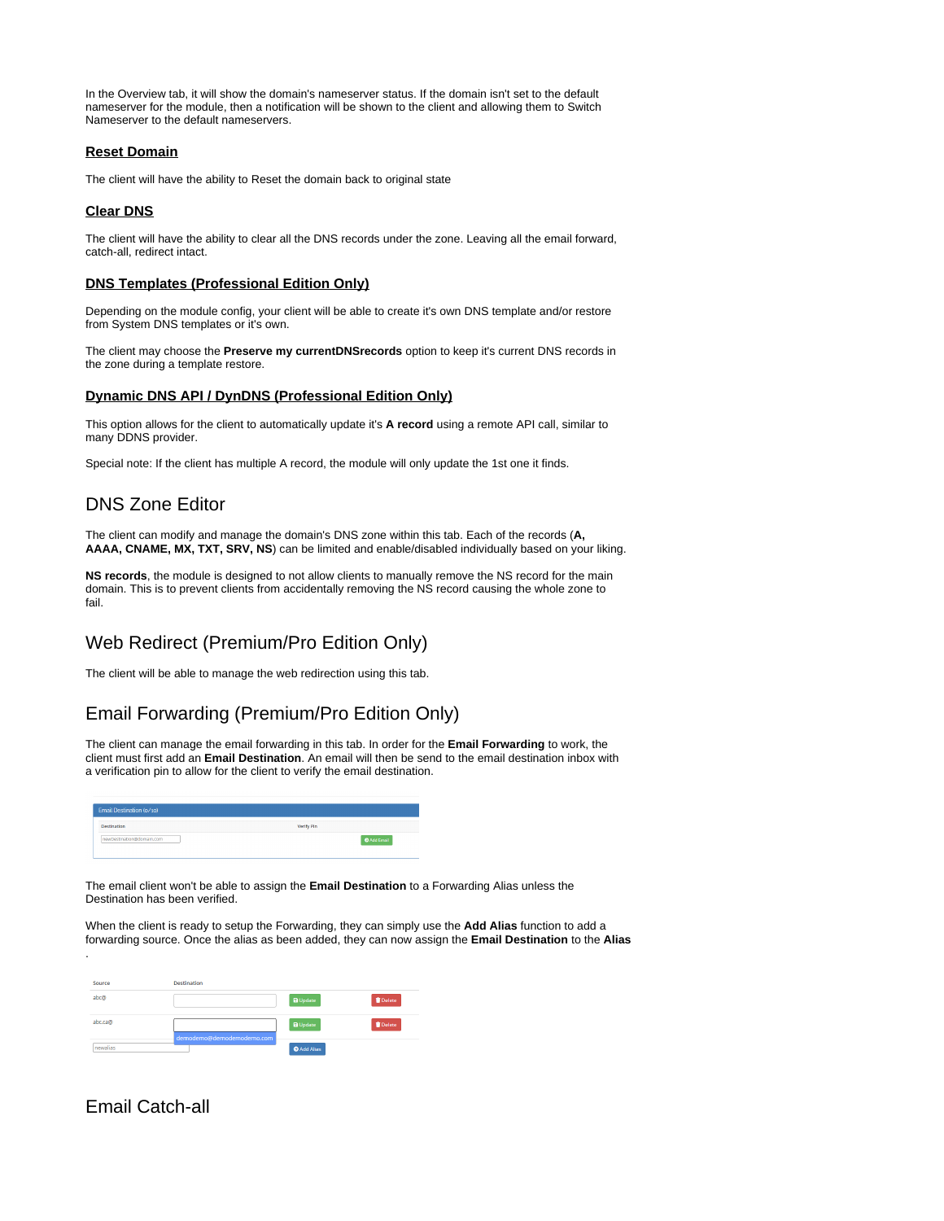In the Overview tab, it will show the domain's nameserver status. If the domain isn't set to the default nameserver for the module, then a notification will be shown to the client and allowing them to Switch Nameserver to the default nameservers.

### Reset Domain

The client will have the ability to Reset the domain back to original state

### Clear DNS

The client will have the ability to clear all the DNS records under the zone. Leaving all the email forward, catch-all, redirect intact.

### DNS Templates (Professional Edition Only)

Depending on the module config, your client will be able to create it's own DNS template and/or restore from System DNS templates or it's own.

The client may choose the **Preserve my currentDNSrecords** option to keep it's current DNS records in the zone during a template restore.

### Dynamic DNS API / DynDNS (Professional Edition Only)

This option allows for the client to automatically update it's **A record** using a remote API call, similar to many DDNS provider.

Special note: If the client has multiple A record, the module will only update the 1st one it finds.

## DNS Zone Editor

The client can modify and manage the domain's DNS zone within this tab. Each of the records (**A, AAAA, CNAME, MX, TXT, SRV, NS**) can be limited and enable/disabled individually based on your liking.

**NS records**, the module is designed to not allow clients to manually remove the NS record for the main domain. This is to prevent clients from accidentally removing the NS record causing the whole zone to fail.

## Web Redirect (Premium/Pro Edition Only)

The client will be able to manage the web redirection using this tab.

## Email Forwarding (Premium/Pro Edition Only)

The client can manage the email forwarding in this tab. In order for the **Email Forwarding** to work, the client must first add an **Email Destination**. An email will then be send to the email destination inbox with a verification pin to allow for the client to verify the email destination.

The email client won't be able to assign the **Email Destination** to a Forwarding Alias unless the Destination has been verified.

When the client is ready to setup the Forwarding, they can simply use the **Add Alias** function to add a forwarding source. Once the alias as been added, they can now assign the **Email Destination** to the **Alias**
.

## Email Catch-all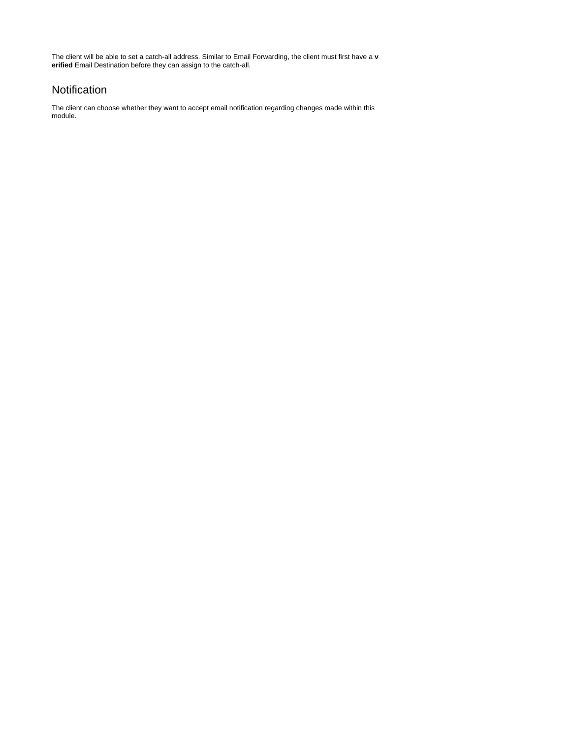The client will be able to set a catch-all address. Similar to Email Forwarding, the client must first have a **verified** Email Destination before they can assign to the catch-all.

## Notification

The client can choose whether they want to accept email notification regarding changes made within this module.